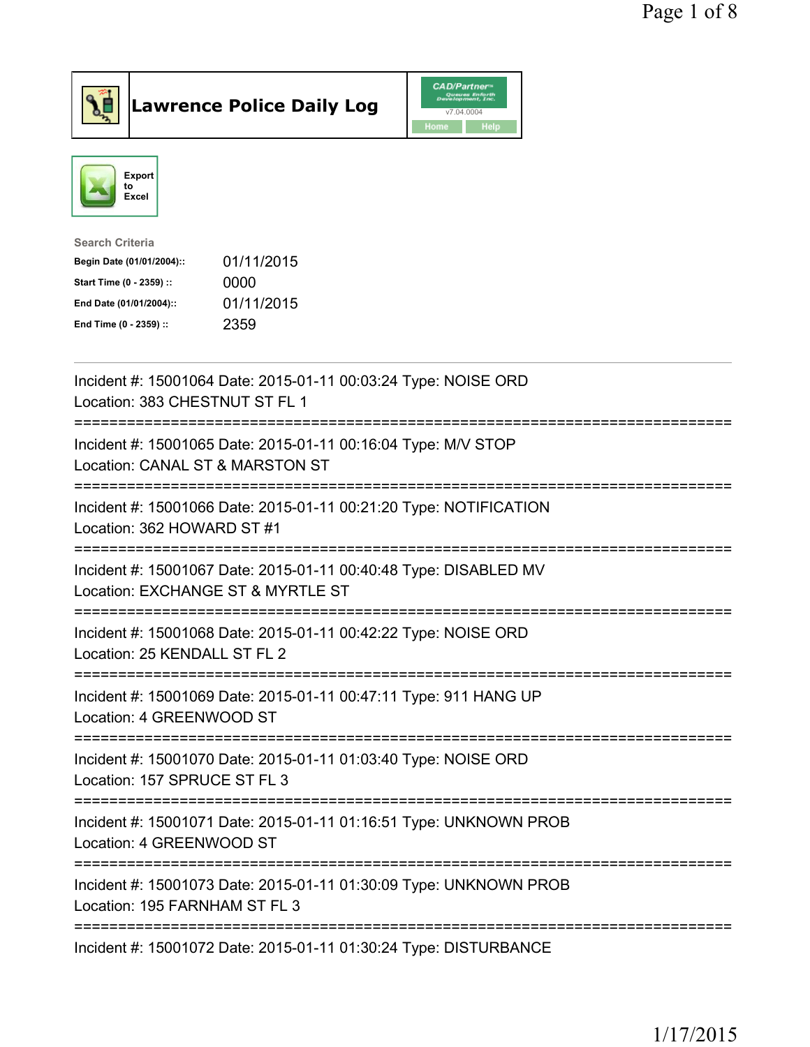# Lawrence Police Daily Log

Export to Excel

**Search Criteria**

| | |
|---|---|
| **Begin Date (01/01/2004)::** | 01/11/2015 |
| **Start Time (0 - 2359) ::** | 0000 |
| **End Date (01/01/2004)::** | 01/11/2015 |
| **End Time (0 - 2359) ::** | 2359 |

---

Incident #: 15001064 Date: 2015-01-11 00:03:24 Type: NOISE ORD
Location: 383 CHESTNUT ST FL 1

===========================================================================

Incident #: 15001065 Date: 2015-01-11 00:16:04 Type: M/V STOP
Location: CANAL ST & MARSTON ST

===========================================================================

Incident #: 15001066 Date: 2015-01-11 00:21:20 Type: NOTIFICATION
Location: 362 HOWARD ST #1

===========================================================================

Incident #: 15001067 Date: 2015-01-11 00:40:48 Type: DISABLED MV
Location: EXCHANGE ST & MYRTLE ST

===========================================================================

Incident #: 15001068 Date: 2015-01-11 00:42:22 Type: NOISE ORD
Location: 25 KENDALL ST FL 2

===========================================================================

Incident #: 15001069 Date: 2015-01-11 00:47:11 Type: 911 HANG UP
Location: 4 GREENWOOD ST

===========================================================================

Incident #: 15001070 Date: 2015-01-11 01:03:40 Type: NOISE ORD
Location: 157 SPRUCE ST FL 3

===========================================================================

Incident #: 15001071 Date: 2015-01-11 01:16:51 Type: UNKNOWN PROB
Location: 4 GREENWOOD ST

===========================================================================

Incident #: 15001073 Date: 2015-01-11 01:30:09 Type: UNKNOWN PROB
Location: 195 FARNHAM ST FL 3

===========================================================================

Incident #: 15001072 Date: 2015-01-11 01:30:24 Type: DISTURBANCE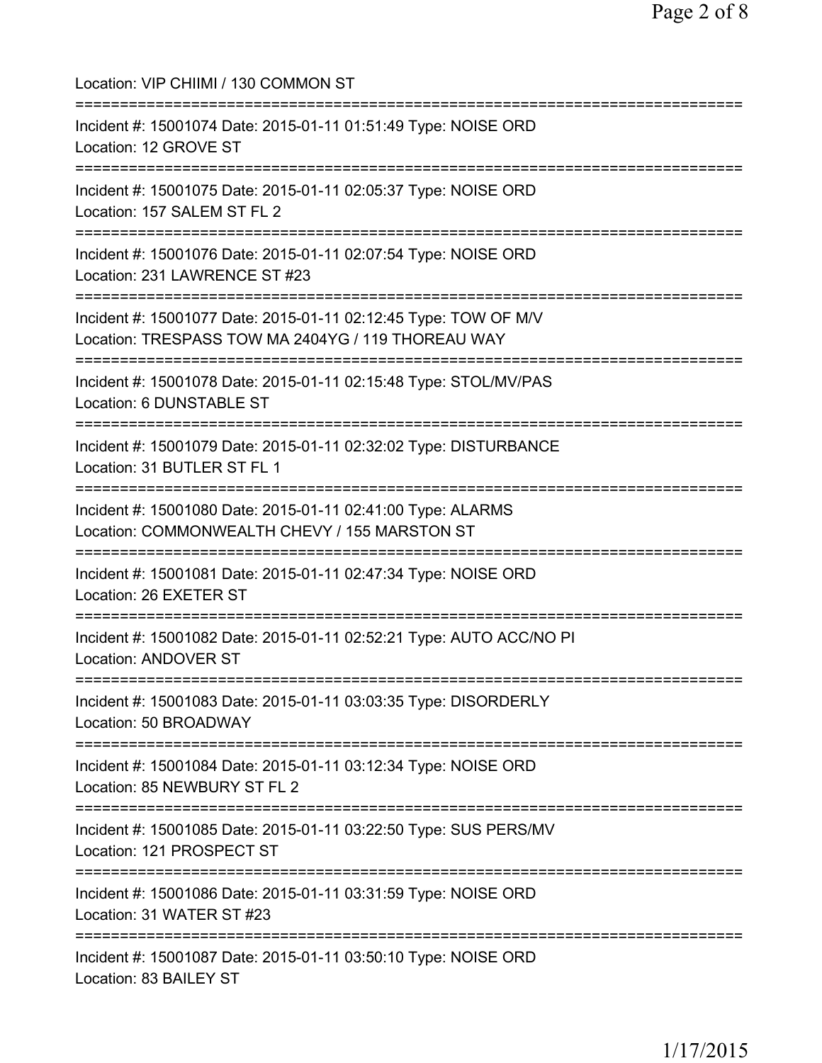Location: VIP CHIIMI / 130 COMMON ST

===========================================================================

Incident #: 15001074 Date: 2015-01-11 01:51:49 Type: NOISE ORD
Location: 12 GROVE ST

===========================================================================

Incident #: 15001075 Date: 2015-01-11 02:05:37 Type: NOISE ORD
Location: 157 SALEM ST FL 2

===========================================================================

Incident #: 15001076 Date: 2015-01-11 02:07:54 Type: NOISE ORD
Location: 231 LAWRENCE ST #23

===========================================================================

Incident #: 15001077 Date: 2015-01-11 02:12:45 Type: TOW OF M/V
Location: TRESPASS TOW MA 2404YG / 119 THOREAU WAY

===========================================================================

Incident #: 15001078 Date: 2015-01-11 02:15:48 Type: STOL/MV/PAS
Location: 6 DUNSTABLE ST

===========================================================================

Incident #: 15001079 Date: 2015-01-11 02:32:02 Type: DISTURBANCE
Location: 31 BUTLER ST FL 1

===========================================================================

Incident #: 15001080 Date: 2015-01-11 02:41:00 Type: ALARMS
Location: COMMONWEALTH CHEVY / 155 MARSTON ST

===========================================================================

Incident #: 15001081 Date: 2015-01-11 02:47:34 Type: NOISE ORD
Location: 26 EXETER ST

===========================================================================

Incident #: 15001082 Date: 2015-01-11 02:52:21 Type: AUTO ACC/NO PI
Location: ANDOVER ST

===========================================================================

Incident #: 15001083 Date: 2015-01-11 03:03:35 Type: DISORDERLY
Location: 50 BROADWAY

===========================================================================

Incident #: 15001084 Date: 2015-01-11 03:12:34 Type: NOISE ORD
Location: 85 NEWBURY ST FL 2

===========================================================================

Incident #: 15001085 Date: 2015-01-11 03:22:50 Type: SUS PERS/MV
Location: 121 PROSPECT ST

===========================================================================

Incident #: 15001086 Date: 2015-01-11 03:31:59 Type: NOISE ORD
Location: 31 WATER ST #23

===========================================================================

Incident #: 15001087 Date: 2015-01-11 03:50:10 Type: NOISE ORD
Location: 83 BAILEY ST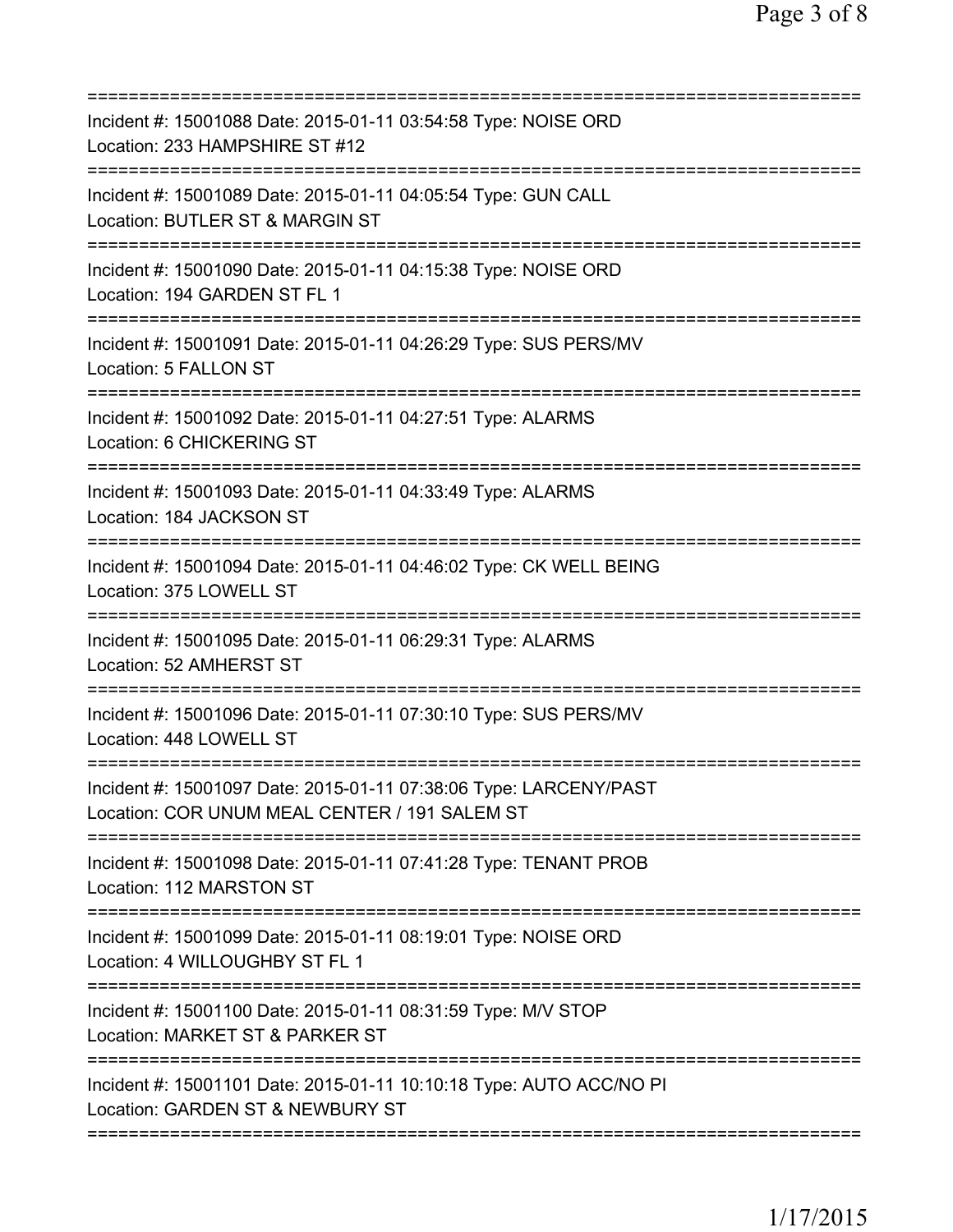===========================================================================
Incident #: 15001088 Date: 2015-01-11 03:54:58 Type: NOISE ORD
Location: 233 HAMPSHIRE ST #12
===========================================================================
Incident #: 15001089 Date: 2015-01-11 04:05:54 Type: GUN CALL
Location: BUTLER ST & MARGIN ST
===========================================================================
Incident #: 15001090 Date: 2015-01-11 04:15:38 Type: NOISE ORD
Location: 194 GARDEN ST FL 1
===========================================================================
Incident #: 15001091 Date: 2015-01-11 04:26:29 Type: SUS PERS/MV
Location: 5 FALLON ST
===========================================================================
Incident #: 15001092 Date: 2015-01-11 04:27:51 Type: ALARMS
Location: 6 CHICKERING ST
===========================================================================
Incident #: 15001093 Date: 2015-01-11 04:33:49 Type: ALARMS
Location: 184 JACKSON ST
===========================================================================
Incident #: 15001094 Date: 2015-01-11 04:46:02 Type: CK WELL BEING
Location: 375 LOWELL ST
===========================================================================
Incident #: 15001095 Date: 2015-01-11 06:29:31 Type: ALARMS
Location: 52 AMHERST ST
===========================================================================
Incident #: 15001096 Date: 2015-01-11 07:30:10 Type: SUS PERS/MV
Location: 448 LOWELL ST
===========================================================================
Incident #: 15001097 Date: 2015-01-11 07:38:06 Type: LARCENY/PAST
Location: COR UNUM MEAL CENTER / 191 SALEM ST
===========================================================================
Incident #: 15001098 Date: 2015-01-11 07:41:28 Type: TENANT PROB
Location: 112 MARSTON ST
===========================================================================
Incident #: 15001099 Date: 2015-01-11 08:19:01 Type: NOISE ORD
Location: 4 WILLOUGHBY ST FL 1
===========================================================================
Incident #: 15001100 Date: 2015-01-11 08:31:59 Type: M/V STOP
Location: MARKET ST & PARKER ST
===========================================================================
Incident #: 15001101 Date: 2015-01-11 10:10:18 Type: AUTO ACC/NO PI
Location: GARDEN ST & NEWBURY ST
===========================================================================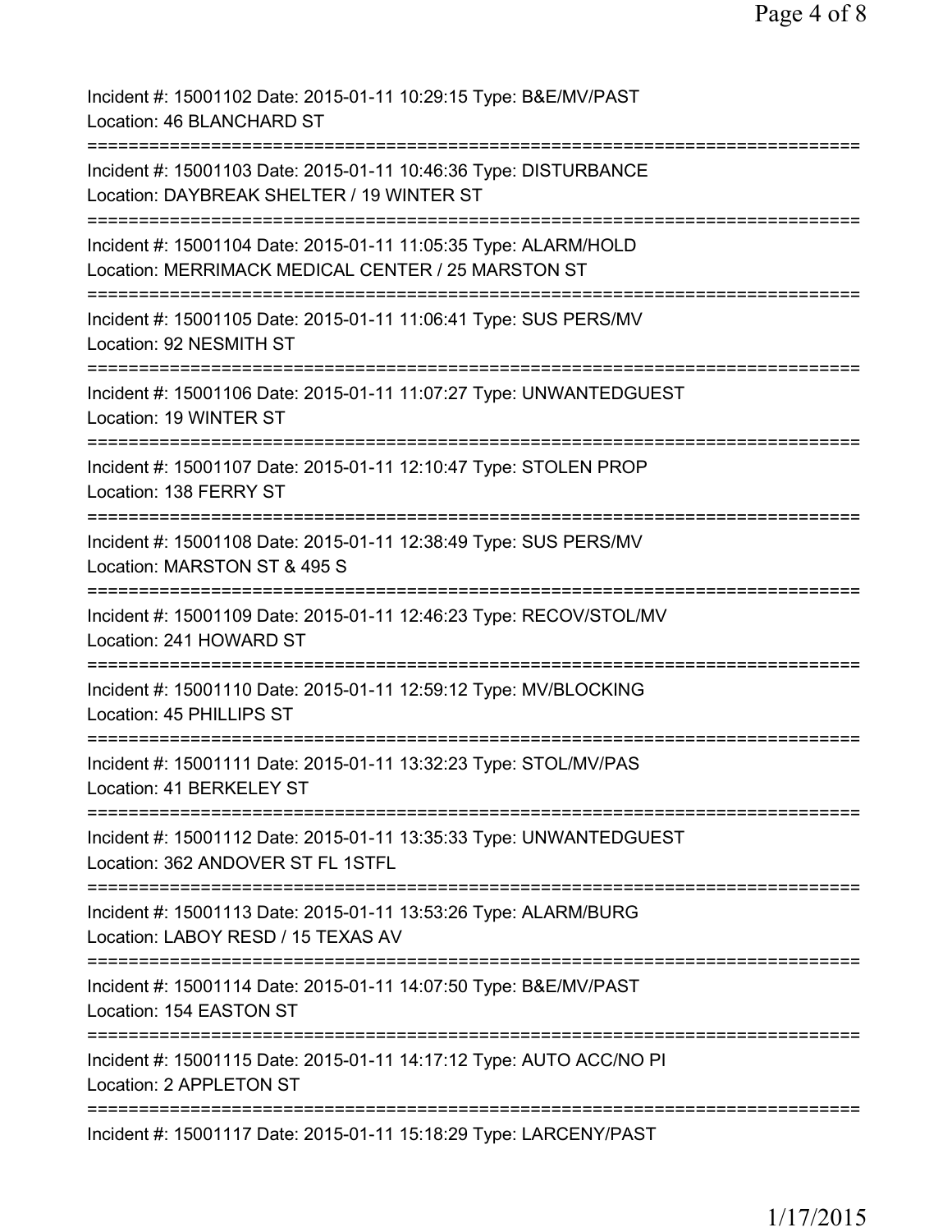Incident #: 15001102 Date: 2015-01-11 10:29:15 Type: B&E/MV/PAST
Location: 46 BLANCHARD ST

===========================================================================

Incident #: 15001103 Date: 2015-01-11 10:46:36 Type: DISTURBANCE
Location: DAYBREAK SHELTER / 19 WINTER ST

===========================================================================

Incident #: 15001104 Date: 2015-01-11 11:05:35 Type: ALARM/HOLD
Location: MERRIMACK MEDICAL CENTER / 25 MARSTON ST

===========================================================================

Incident #: 15001105 Date: 2015-01-11 11:06:41 Type: SUS PERS/MV
Location: 92 NESMITH ST

===========================================================================

Incident #: 15001106 Date: 2015-01-11 11:07:27 Type: UNWANTEDGUEST
Location: 19 WINTER ST

===========================================================================

Incident #: 15001107 Date: 2015-01-11 12:10:47 Type: STOLEN PROP
Location: 138 FERRY ST

===========================================================================

Incident #: 15001108 Date: 2015-01-11 12:38:49 Type: SUS PERS/MV
Location: MARSTON ST & 495 S

===========================================================================

Incident #: 15001109 Date: 2015-01-11 12:46:23 Type: RECOV/STOL/MV
Location: 241 HOWARD ST

===========================================================================

Incident #: 15001110 Date: 2015-01-11 12:59:12 Type: MV/BLOCKING
Location: 45 PHILLIPS ST

===========================================================================

Incident #: 15001111 Date: 2015-01-11 13:32:23 Type: STOL/MV/PAS
Location: 41 BERKELEY ST

===========================================================================

Incident #: 15001112 Date: 2015-01-11 13:35:33 Type: UNWANTEDGUEST
Location: 362 ANDOVER ST FL 1STFL

===========================================================================

Incident #: 15001113 Date: 2015-01-11 13:53:26 Type: ALARM/BURG
Location: LABOY RESD / 15 TEXAS AV

===========================================================================

Incident #: 15001114 Date: 2015-01-11 14:07:50 Type: B&E/MV/PAST
Location: 154 EASTON ST

===========================================================================

Incident #: 15001115 Date: 2015-01-11 14:17:12 Type: AUTO ACC/NO PI
Location: 2 APPLETON ST

===========================================================================

Incident #: 15001117 Date: 2015-01-11 15:18:29 Type: LARCENY/PAST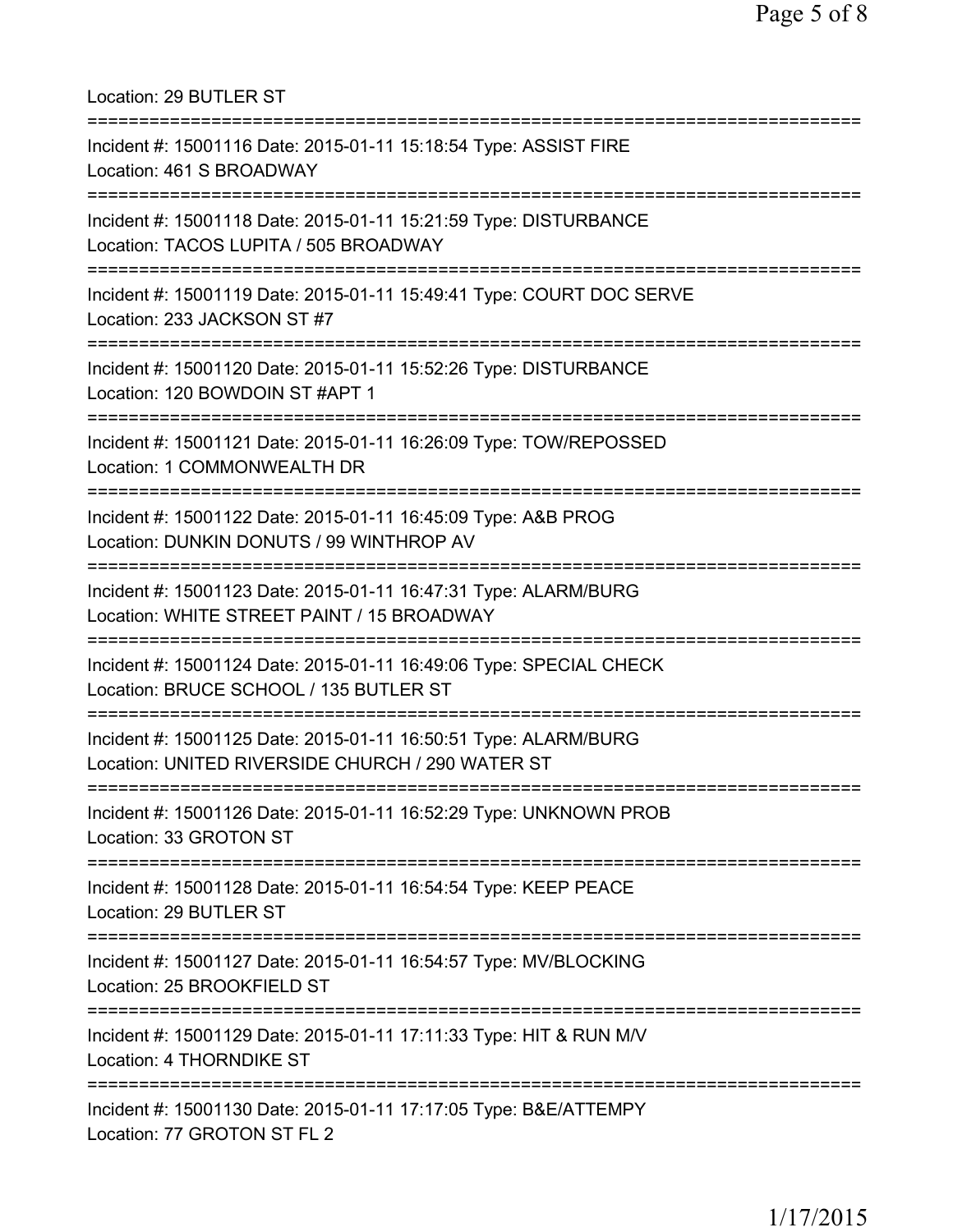Location: 29 BUTLER ST

===========================================================================

Incident #: 15001116 Date: 2015-01-11 15:18:54 Type: ASSIST FIRE
Location: 461 S BROADWAY

===========================================================================

Incident #: 15001118 Date: 2015-01-11 15:21:59 Type: DISTURBANCE
Location: TACOS LUPITA / 505 BROADWAY

===========================================================================

Incident #: 15001119 Date: 2015-01-11 15:49:41 Type: COURT DOC SERVE
Location: 233 JACKSON ST #7

===========================================================================

Incident #: 15001120 Date: 2015-01-11 15:52:26 Type: DISTURBANCE
Location: 120 BOWDOIN ST #APT 1

===========================================================================

Incident #: 15001121 Date: 2015-01-11 16:26:09 Type: TOW/REPOSSED
Location: 1 COMMONWEALTH DR

===========================================================================

Incident #: 15001122 Date: 2015-01-11 16:45:09 Type: A&B PROG
Location: DUNKIN DONUTS / 99 WINTHROP AV

===========================================================================

Incident #: 15001123 Date: 2015-01-11 16:47:31 Type: ALARM/BURG
Location: WHITE STREET PAINT / 15 BROADWAY

===========================================================================

Incident #: 15001124 Date: 2015-01-11 16:49:06 Type: SPECIAL CHECK
Location: BRUCE SCHOOL / 135 BUTLER ST

===========================================================================

Incident #: 15001125 Date: 2015-01-11 16:50:51 Type: ALARM/BURG
Location: UNITED RIVERSIDE CHURCH / 290 WATER ST

===========================================================================

Incident #: 15001126 Date: 2015-01-11 16:52:29 Type: UNKNOWN PROB
Location: 33 GROTON ST

===========================================================================

Incident #: 15001128 Date: 2015-01-11 16:54:54 Type: KEEP PEACE
Location: 29 BUTLER ST

===========================================================================

Incident #: 15001127 Date: 2015-01-11 16:54:57 Type: MV/BLOCKING
Location: 25 BROOKFIELD ST

===========================================================================

Incident #: 15001129 Date: 2015-01-11 17:11:33 Type: HIT & RUN M/V
Location: 4 THORNDIKE ST

===========================================================================

Incident #: 15001130 Date: 2015-01-11 17:17:05 Type: B&E/ATTEMPY
Location: 77 GROTON ST FL 2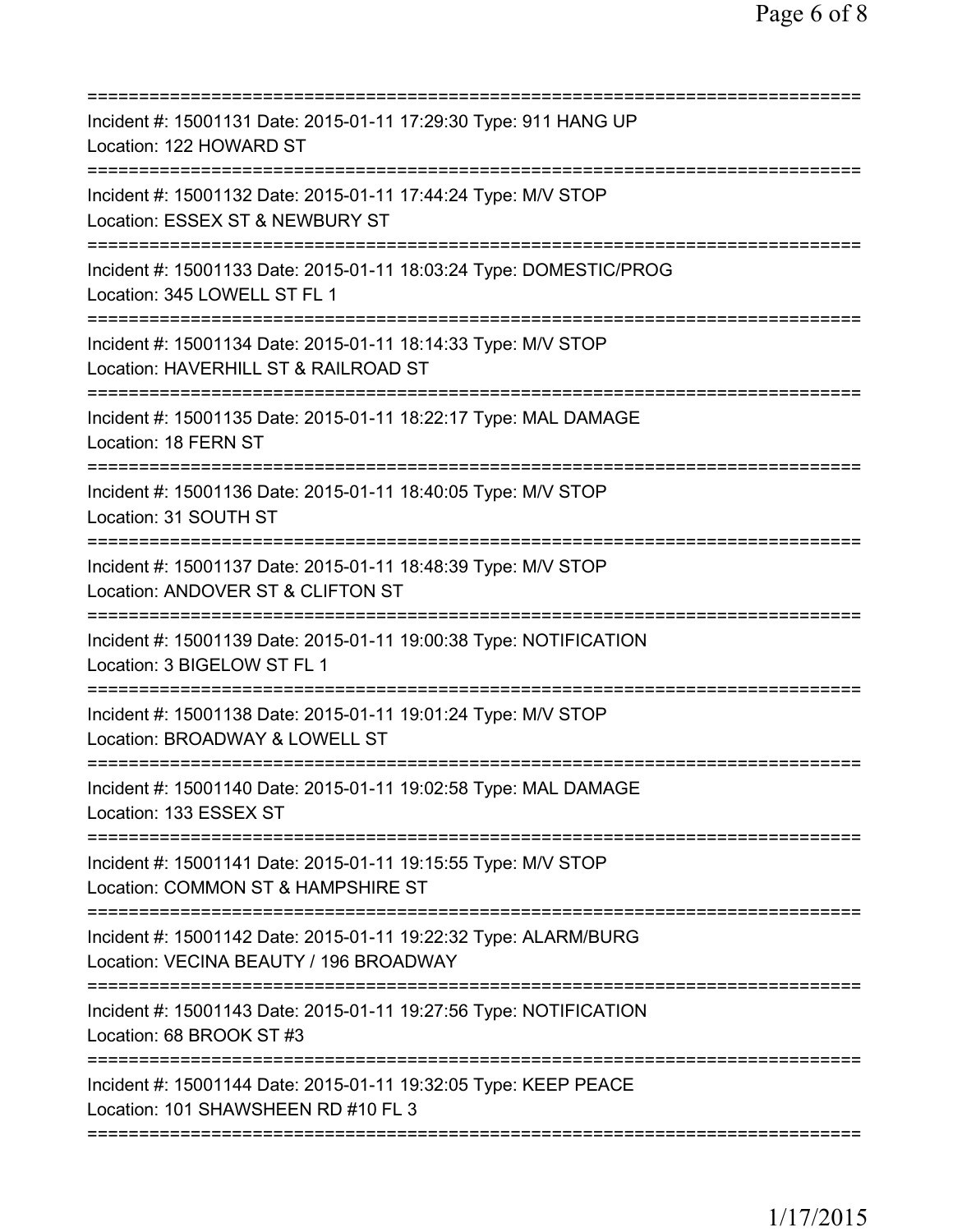===========================================================================
Incident #: 15001131 Date: 2015-01-11 17:29:30 Type: 911 HANG UP
Location: 122 HOWARD ST
===========================================================================
Incident #: 15001132 Date: 2015-01-11 17:44:24 Type: M/V STOP
Location: ESSEX ST & NEWBURY ST
===========================================================================
Incident #: 15001133 Date: 2015-01-11 18:03:24 Type: DOMESTIC/PROG
Location: 345 LOWELL ST FL 1
===========================================================================
Incident #: 15001134 Date: 2015-01-11 18:14:33 Type: M/V STOP
Location: HAVERHILL ST & RAILROAD ST
===========================================================================
Incident #: 15001135 Date: 2015-01-11 18:22:17 Type: MAL DAMAGE
Location: 18 FERN ST
===========================================================================
Incident #: 15001136 Date: 2015-01-11 18:40:05 Type: M/V STOP
Location: 31 SOUTH ST
===========================================================================
Incident #: 15001137 Date: 2015-01-11 18:48:39 Type: M/V STOP
Location: ANDOVER ST & CLIFTON ST
===========================================================================
Incident #: 15001139 Date: 2015-01-11 19:00:38 Type: NOTIFICATION
Location: 3 BIGELOW ST FL 1
===========================================================================
Incident #: 15001138 Date: 2015-01-11 19:01:24 Type: M/V STOP
Location: BROADWAY & LOWELL ST
===========================================================================
Incident #: 15001140 Date: 2015-01-11 19:02:58 Type: MAL DAMAGE
Location: 133 ESSEX ST
===========================================================================
Incident #: 15001141 Date: 2015-01-11 19:15:55 Type: M/V STOP
Location: COMMON ST & HAMPSHIRE ST
===========================================================================
Incident #: 15001142 Date: 2015-01-11 19:22:32 Type: ALARM/BURG
Location: VECINA BEAUTY / 196 BROADWAY
===========================================================================
Incident #: 15001143 Date: 2015-01-11 19:27:56 Type: NOTIFICATION
Location: 68 BROOK ST #3
===========================================================================
Incident #: 15001144 Date: 2015-01-11 19:32:05 Type: KEEP PEACE
Location: 101 SHAWSHEEN RD #10 FL 3
===========================================================================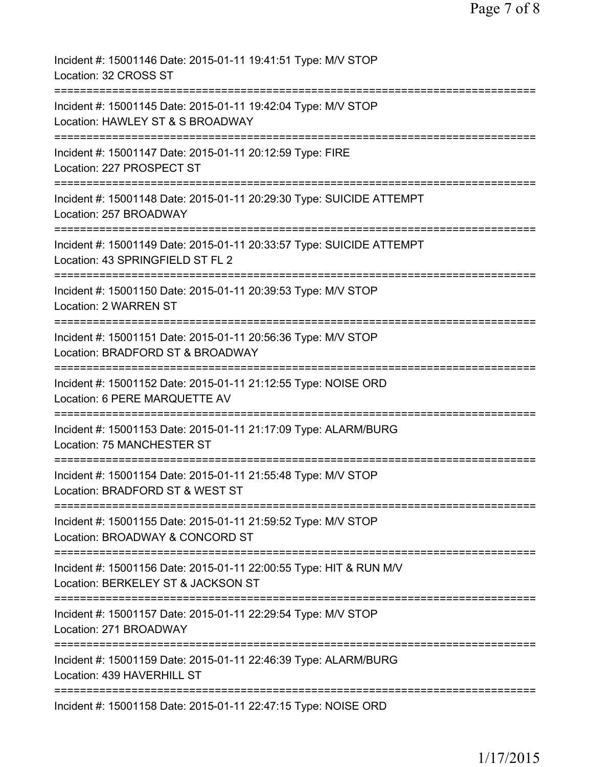Incident #: 15001146 Date: 2015-01-11 19:41:51 Type: M/V STOP
Location: 32 CROSS ST
===========================================================================
Incident #: 15001145 Date: 2015-01-11 19:42:04 Type: M/V STOP
Location: HAWLEY ST & S BROADWAY
===========================================================================
Incident #: 15001147 Date: 2015-01-11 20:12:59 Type: FIRE
Location: 227 PROSPECT ST
===========================================================================
Incident #: 15001148 Date: 2015-01-11 20:29:30 Type: SUICIDE ATTEMPT
Location: 257 BROADWAY
===========================================================================
Incident #: 15001149 Date: 2015-01-11 20:33:57 Type: SUICIDE ATTEMPT
Location: 43 SPRINGFIELD ST FL 2
===========================================================================
Incident #: 15001150 Date: 2015-01-11 20:39:53 Type: M/V STOP
Location: 2 WARREN ST
===========================================================================
Incident #: 15001151 Date: 2015-01-11 20:56:36 Type: M/V STOP
Location: BRADFORD ST & BROADWAY
===========================================================================
Incident #: 15001152 Date: 2015-01-11 21:12:55 Type: NOISE ORD
Location: 6 PERE MARQUETTE AV
===========================================================================
Incident #: 15001153 Date: 2015-01-11 21:17:09 Type: ALARM/BURG
Location: 75 MANCHESTER ST
===========================================================================
Incident #: 15001154 Date: 2015-01-11 21:55:48 Type: M/V STOP
Location: BRADFORD ST & WEST ST
===========================================================================
Incident #: 15001155 Date: 2015-01-11 21:59:52 Type: M/V STOP
Location: BROADWAY & CONCORD ST
===========================================================================
Incident #: 15001156 Date: 2015-01-11 22:00:55 Type: HIT & RUN M/V
Location: BERKELEY ST & JACKSON ST
===========================================================================
Incident #: 15001157 Date: 2015-01-11 22:29:54 Type: M/V STOP
Location: 271 BROADWAY
===========================================================================
Incident #: 15001159 Date: 2015-01-11 22:46:39 Type: ALARM/BURG
Location: 439 HAVERHILL ST
===========================================================================
Incident #: 15001158 Date: 2015-01-11 22:47:15 Type: NOISE ORD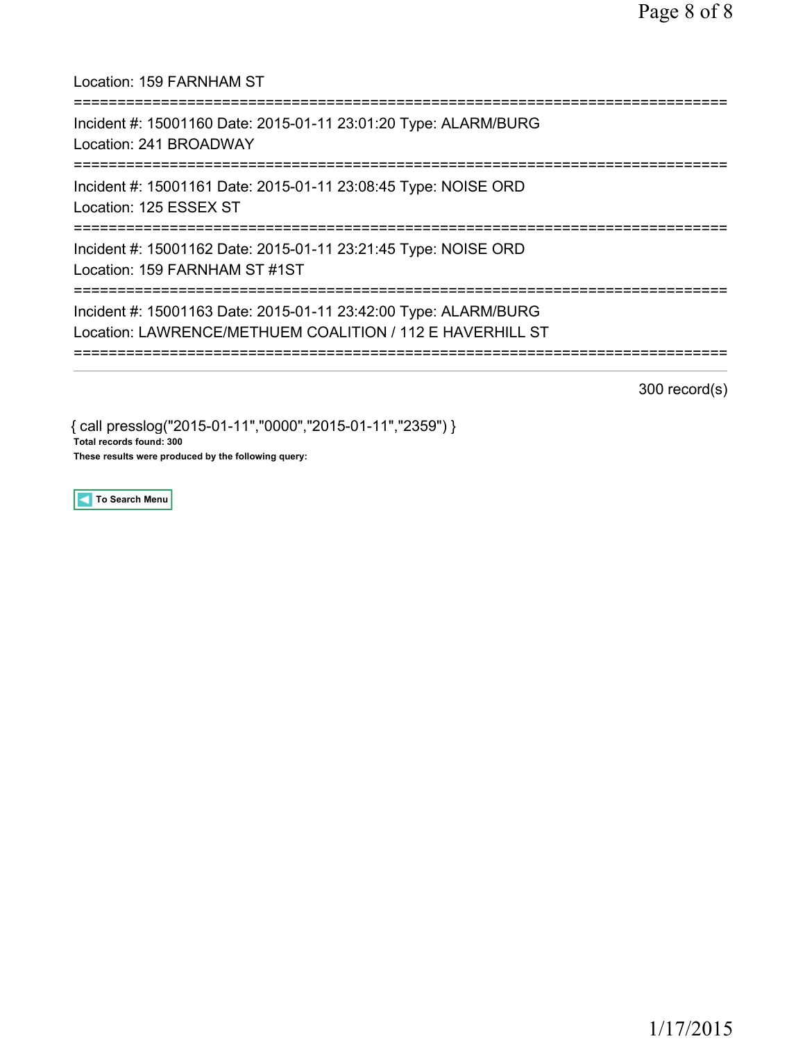Location: 159 FARNHAM ST

===========================================================================

Incident #: 15001160 Date: 2015-01-11 23:01:20 Type: ALARM/BURG

Location: 241 BROADWAY

===========================================================================

Incident #: 15001161 Date: 2015-01-11 23:08:45 Type: NOISE ORD

Location: 125 ESSEX ST

===========================================================================

Incident #: 15001162 Date: 2015-01-11 23:21:45 Type: NOISE ORD

Location: 159 FARNHAM ST #1ST

===========================================================================

Incident #: 15001163 Date: 2015-01-11 23:42:00 Type: ALARM/BURG

Location: LAWRENCE/METHUEM COALITION / 112 E HAVERHILL ST

===========================================================================

300 record(s)

{ call presslog("2015-01-11","0000","2015-01-11","2359") }

**Total records found: 300**

**These results were produced by the following query:**

To Search Menu